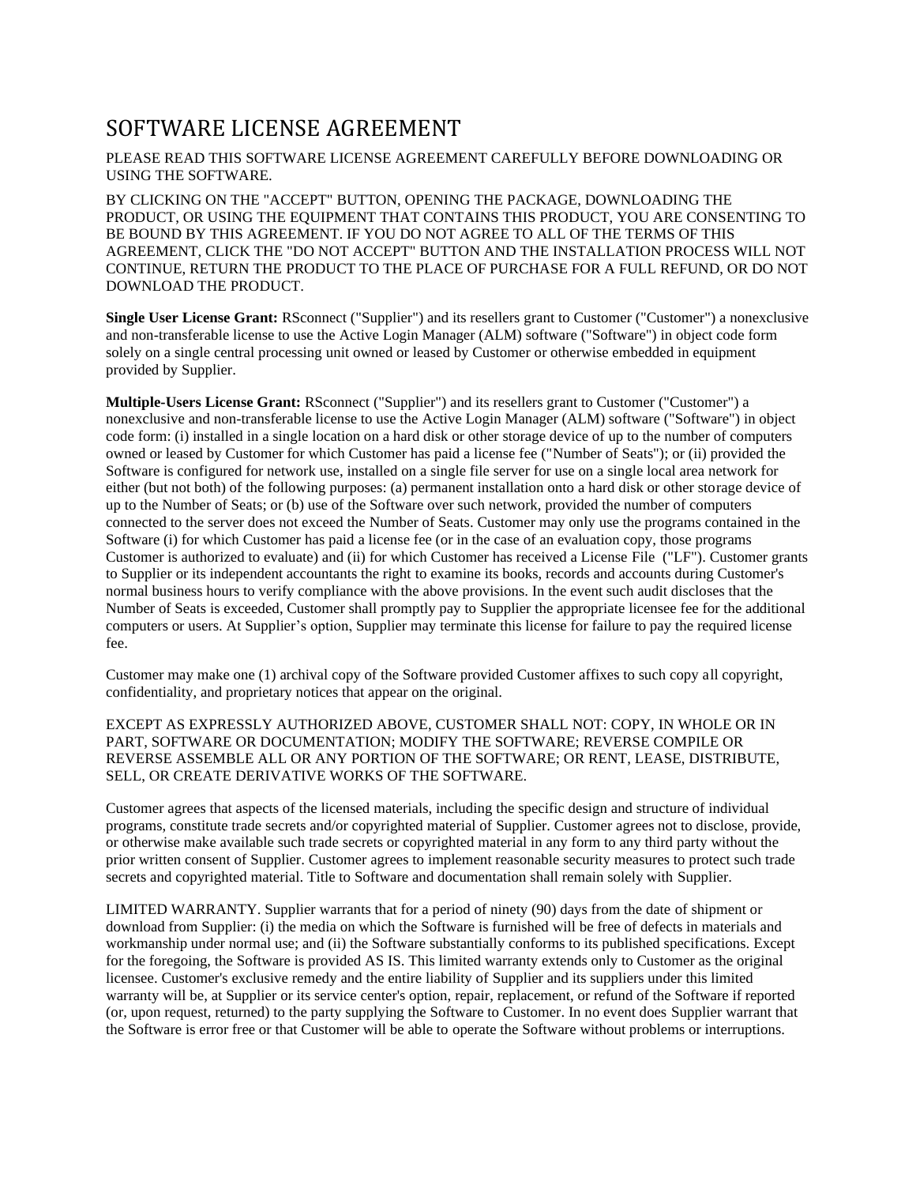# SOFTWARE LICENSE AGREEMENT

PLEASE READ THIS SOFTWARE LICENSE AGREEMENT CAREFULLY BEFORE DOWNLOADING OR USING THE SOFTWARE.

BY CLICKING ON THE "ACCEPT" BUTTON, OPENING THE PACKAGE, DOWNLOADING THE PRODUCT, OR USING THE EQUIPMENT THAT CONTAINS THIS PRODUCT, YOU ARE CONSENTING TO BE BOUND BY THIS AGREEMENT. IF YOU DO NOT AGREE TO ALL OF THE TERMS OF THIS AGREEMENT, CLICK THE "DO NOT ACCEPT" BUTTON AND THE INSTALLATION PROCESS WILL NOT CONTINUE, RETURN THE PRODUCT TO THE PLACE OF PURCHASE FOR A FULL REFUND, OR DO NOT DOWNLOAD THE PRODUCT.

**Single User License Grant:** RSconnect ("Supplier") and its resellers grant to Customer ("Customer") a nonexclusive and non-transferable license to use the Active Login Manager (ALM) software ("Software") in object code form solely on a single central processing unit owned or leased by Customer or otherwise embedded in equipment provided by Supplier.

**Multiple-Users License Grant:** RSconnect ("Supplier") and its resellers grant to Customer ("Customer") a nonexclusive and non-transferable license to use the Active Login Manager (ALM) software ("Software") in object code form: (i) installed in a single location on a hard disk or other storage device of up to the number of computers owned or leased by Customer for which Customer has paid a license fee ("Number of Seats"); or (ii) provided the Software is configured for network use, installed on a single file server for use on a single local area network for either (but not both) of the following purposes: (a) permanent installation onto a hard disk or other storage device of up to the Number of Seats; or (b) use of the Software over such network, provided the number of computers connected to the server does not exceed the Number of Seats. Customer may only use the programs contained in the Software (i) for which Customer has paid a license fee (or in the case of an evaluation copy, those programs Customer is authorized to evaluate) and (ii) for which Customer has received a License File ("LF"). Customer grants to Supplier or its independent accountants the right to examine its books, records and accounts during Customer's normal business hours to verify compliance with the above provisions. In the event such audit discloses that the Number of Seats is exceeded, Customer shall promptly pay to Supplier the appropriate licensee fee for the additional computers or users. At Supplier's option, Supplier may terminate this license for failure to pay the required license fee.

Customer may make one (1) archival copy of the Software provided Customer affixes to such copy all copyright, confidentiality, and proprietary notices that appear on the original.

EXCEPT AS EXPRESSLY AUTHORIZED ABOVE, CUSTOMER SHALL NOT: COPY, IN WHOLE OR IN PART, SOFTWARE OR DOCUMENTATION; MODIFY THE SOFTWARE; REVERSE COMPILE OR REVERSE ASSEMBLE ALL OR ANY PORTION OF THE SOFTWARE; OR RENT, LEASE, DISTRIBUTE, SELL, OR CREATE DERIVATIVE WORKS OF THE SOFTWARE.

Customer agrees that aspects of the licensed materials, including the specific design and structure of individual programs, constitute trade secrets and/or copyrighted material of Supplier. Customer agrees not to disclose, provide, or otherwise make available such trade secrets or copyrighted material in any form to any third party without the prior written consent of Supplier. Customer agrees to implement reasonable security measures to protect such trade secrets and copyrighted material. Title to Software and documentation shall remain solely with Supplier.

LIMITED WARRANTY. Supplier warrants that for a period of ninety (90) days from the date of shipment or download from Supplier: (i) the media on which the Software is furnished will be free of defects in materials and workmanship under normal use; and (ii) the Software substantially conforms to its published specifications. Except for the foregoing, the Software is provided AS IS. This limited warranty extends only to Customer as the original licensee. Customer's exclusive remedy and the entire liability of Supplier and its suppliers under this limited warranty will be, at Supplier or its service center's option, repair, replacement, or refund of the Software if reported (or, upon request, returned) to the party supplying the Software to Customer. In no event does Supplier warrant that the Software is error free or that Customer will be able to operate the Software without problems or interruptions.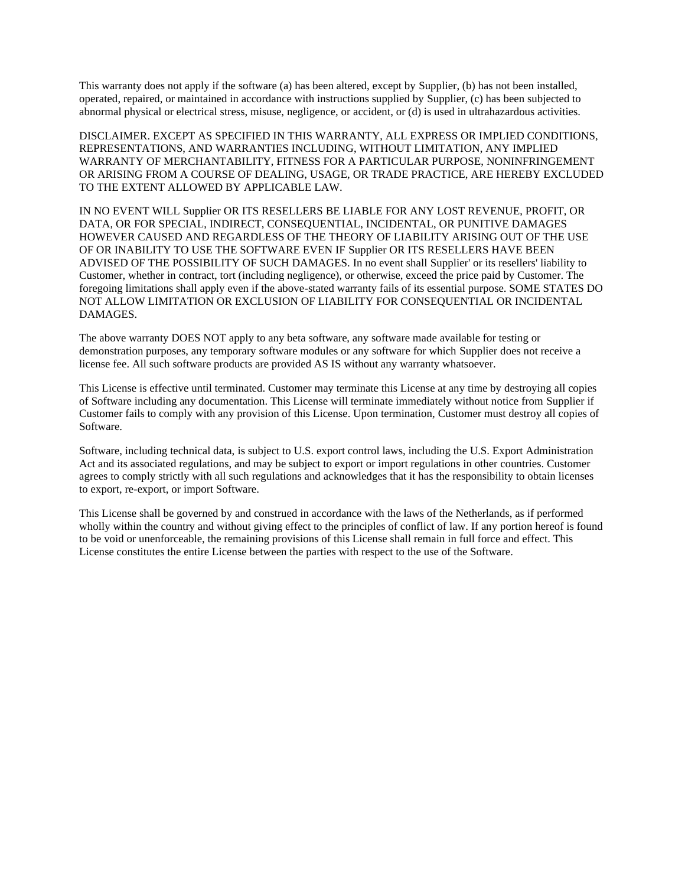This warranty does not apply if the software (a) has been altered, except by Supplier, (b) has not been installed, operated, repaired, or maintained in accordance with instructions supplied by Supplier, (c) has been subjected to abnormal physical or electrical stress, misuse, negligence, or accident, or (d) is used in ultrahazardous activities.

DISCLAIMER. EXCEPT AS SPECIFIED IN THIS WARRANTY, ALL EXPRESS OR IMPLIED CONDITIONS, REPRESENTATIONS, AND WARRANTIES INCLUDING, WITHOUT LIMITATION, ANY IMPLIED WARRANTY OF MERCHANTABILITY, FITNESS FOR A PARTICULAR PURPOSE, NONINFRINGEMENT OR ARISING FROM A COURSE OF DEALING, USAGE, OR TRADE PRACTICE, ARE HEREBY EXCLUDED TO THE EXTENT ALLOWED BY APPLICABLE LAW.

IN NO EVENT WILL Supplier OR ITS RESELLERS BE LIABLE FOR ANY LOST REVENUE, PROFIT, OR DATA, OR FOR SPECIAL, INDIRECT, CONSEQUENTIAL, INCIDENTAL, OR PUNITIVE DAMAGES HOWEVER CAUSED AND REGARDLESS OF THE THEORY OF LIABILITY ARISING OUT OF THE USE OF OR INABILITY TO USE THE SOFTWARE EVEN IF Supplier OR ITS RESELLERS HAVE BEEN ADVISED OF THE POSSIBILITY OF SUCH DAMAGES. In no event shall Supplier' or its resellers' liability to Customer, whether in contract, tort (including negligence), or otherwise, exceed the price paid by Customer. The foregoing limitations shall apply even if the above-stated warranty fails of its essential purpose. SOME STATES DO NOT ALLOW LIMITATION OR EXCLUSION OF LIABILITY FOR CONSEQUENTIAL OR INCIDENTAL DAMAGES.

The above warranty DOES NOT apply to any beta software, any software made available for testing or demonstration purposes, any temporary software modules or any software for which Supplier does not receive a license fee. All such software products are provided AS IS without any warranty whatsoever.

This License is effective until terminated. Customer may terminate this License at any time by destroying all copies of Software including any documentation. This License will terminate immediately without notice from Supplier if Customer fails to comply with any provision of this License. Upon termination, Customer must destroy all copies of Software.

Software, including technical data, is subject to U.S. export control laws, including the U.S. Export Administration Act and its associated regulations, and may be subject to export or import regulations in other countries. Customer agrees to comply strictly with all such regulations and acknowledges that it has the responsibility to obtain licenses to export, re-export, or import Software.

This License shall be governed by and construed in accordance with the laws of the Netherlands, as if performed wholly within the country and without giving effect to the principles of conflict of law. If any portion hereof is found to be void or unenforceable, the remaining provisions of this License shall remain in full force and effect. This License constitutes the entire License between the parties with respect to the use of the Software.